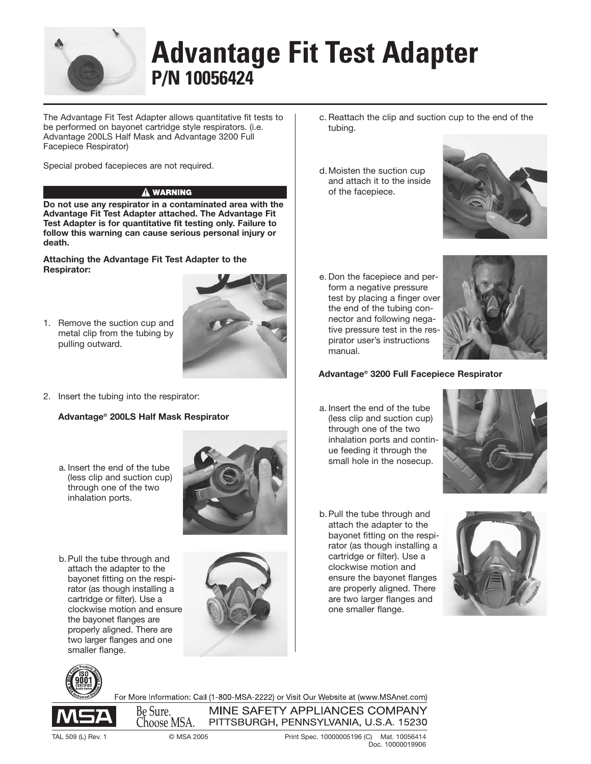# Advantage Fit Test Adapter

## P/N 10056424

The Advantage Fit Test Adapter allows quantitative fit tests to be performed on bayonet cartridge style respirators. (i.e. Advantage 200LS Half Mask and Advantage 3200 Full Facepiece Respirator)

Special probed facepieces are not required.

**⚠ WARNING**

**Do not use any respirator in a contaminated area with the Advantage Fit Test Adapter attached. The Advantage Fit Test Adapter is for quantitative fit testing only. Failure to follow this warning can cause serious personal injury or death.**

**Attaching the Advantage Fit Test Adapter to the Respirator:**

1. Remove the suction cup and metal clip from the tubing by pulling outward.

2. Insert the tubing into the respirator:

**Advantage® 200LS Half Mask Respirator**

a. Insert the end of the tube (less clip and suction cup) through one of the two inhalation ports.

b. Pull the tube through and attach the adapter to the bayonet fitting on the respirator (as though installing a cartridge or filter). Use a clockwise motion and ensure the bayonet flanges are properly aligned. There are two larger flanges and one smaller flange.

c. Reattach the clip and suction cup to the end of the tubing.

d. Moisten the suction cup and attach it to the inside of the facepiece.

e. Don the facepiece and perform a negative pressure test by placing a finger over the end of the tubing connector and following negative pressure test in the respirator user's instructions manual.

**Advantage® 3200 Full Facepiece Respirator**

a. Insert the end of the tube (less clip and suction cup) through one of the two inhalation ports and continue feeding it through the small hole in the nosecup.

b. Pull the tube through and attach the adapter to the bayonet fitting on the respirator (as though installing a cartridge or filter). Use a clockwise motion and ensure the bayonet flanges are properly aligned. There are two larger flanges and one smaller flange.

For More Information: Call (1-800-MSA-2222) or Visit Our Website at (www.MSAnet.com)

MSA Be Sure. Choose MSA. MINE SAFETY APPLIANCES COMPANY PITTSBURGH, PENNSYLVANIA, U.S.A. 15230

TAL 509 (L) Rev. 1 © MSA 2005 Print Spec. 10000005196 (C) Mat. 10056414 Doc. 10000019906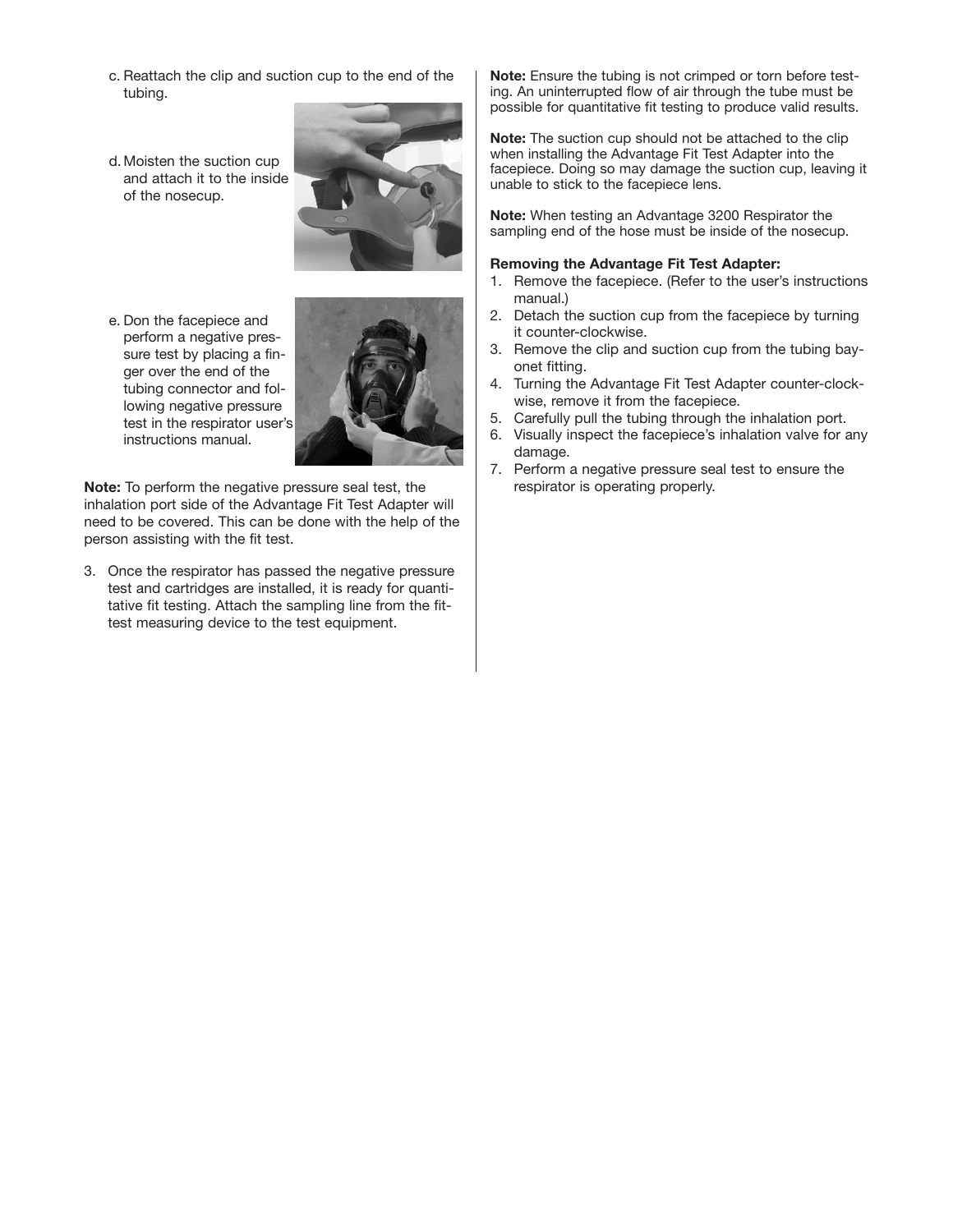c. Reattach the clip and suction cup to the end of the tubing.

d. Moisten the suction cup and attach it to the inside of the nosecup.

e. Don the facepiece and perform a negative pressure test by placing a finger over the end of the tubing connector and following negative pressure test in the respirator user's instructions manual.

**Note:** To perform the negative pressure seal test, the inhalation port side of the Advantage Fit Test Adapter will need to be covered. This can be done with the help of the person assisting with the fit test.

3. Once the respirator has passed the negative pressure test and cartridges are installed, it is ready for quantitative fit testing. Attach the sampling line from the fit-test measuring device to the test equipment.

**Note:** Ensure the tubing is not crimped or torn before testing. An uninterrupted flow of air through the tube must be possible for quantitative fit testing to produce valid results.

**Note:** The suction cup should not be attached to the clip when installing the Advantage Fit Test Adapter into the facepiece. Doing so may damage the suction cup, leaving it unable to stick to the facepiece lens.

**Note:** When testing an Advantage 3200 Respirator the sampling end of the hose must be inside of the nosecup.

**Removing the Advantage Fit Test Adapter:**

1. Remove the facepiece. (Refer to the user's instructions manual.)
2. Detach the suction cup from the facepiece by turning it counter-clockwise.
3. Remove the clip and suction cup from the tubing bayonet fitting.
4. Turning the Advantage Fit Test Adapter counter-clockwise, remove it from the facepiece.
5. Carefully pull the tubing through the inhalation port.
6. Visually inspect the facepiece's inhalation valve for any damage.
7. Perform a negative pressure seal test to ensure the respirator is operating properly.